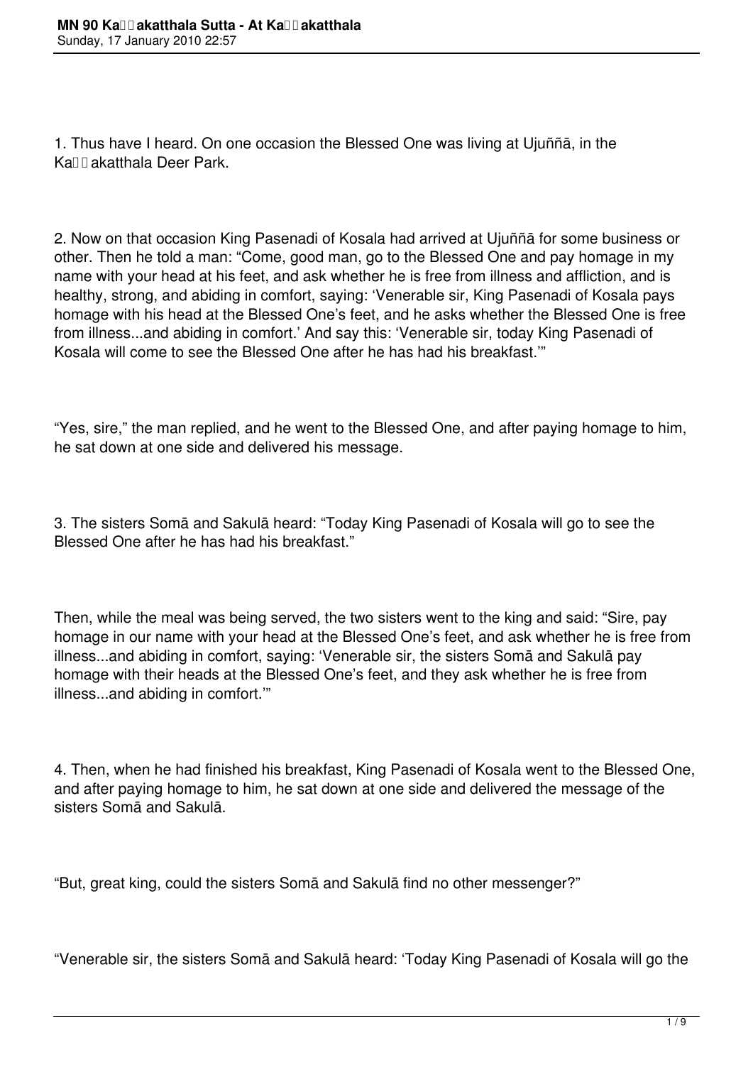1. Thus have I heard. On one occasion the Blessed One was living at Ujuññā, in the Ka□□akatthala Deer Park.

2. Now on that occasion King Pasenadi of Kosala had arrived at Ujuññā for some business or other. Then he told a man: "Come, good man, go to the Blessed One and pay homage in my name with your head at his feet, and ask whether he is free from illness and affliction, and is healthy, strong, and abiding in comfort, saying: 'Venerable sir, King Pasenadi of Kosala pays homage with his head at the Blessed One's feet, and he asks whether the Blessed One is free from illness...and abiding in comfort.' And say this: 'Venerable sir, today King Pasenadi of Kosala will come to see the Blessed One after he has had his breakfast.'"

"Yes, sire," the man replied, and he went to the Blessed One, and after paying homage to him, he sat down at one side and delivered his message.

3. The sisters Somā and Sakulā heard: "Today King Pasenadi of Kosala will go to see the Blessed One after he has had his breakfast."

Then, while the meal was being served, the two sisters went to the king and said: "Sire, pay homage in our name with your head at the Blessed One's feet, and ask whether he is free from illness...and abiding in comfort, saying: 'Venerable sir, the sisters Somā and Sakulā pay homage with their heads at the Blessed One's feet, and they ask whether he is free from illness...and abiding in comfort.'"

4. Then, when he had finished his breakfast, King Pasenadi of Kosala went to the Blessed One, and after paying homage to him, he sat down at one side and delivered the message of the sisters Somā and Sakulā.

"But, great king, could the sisters Somā and Sakulā find no other messenger?"

"Venerable sir, the sisters Somā and Sakulā heard: 'Today King Pasenadi of Kosala will go the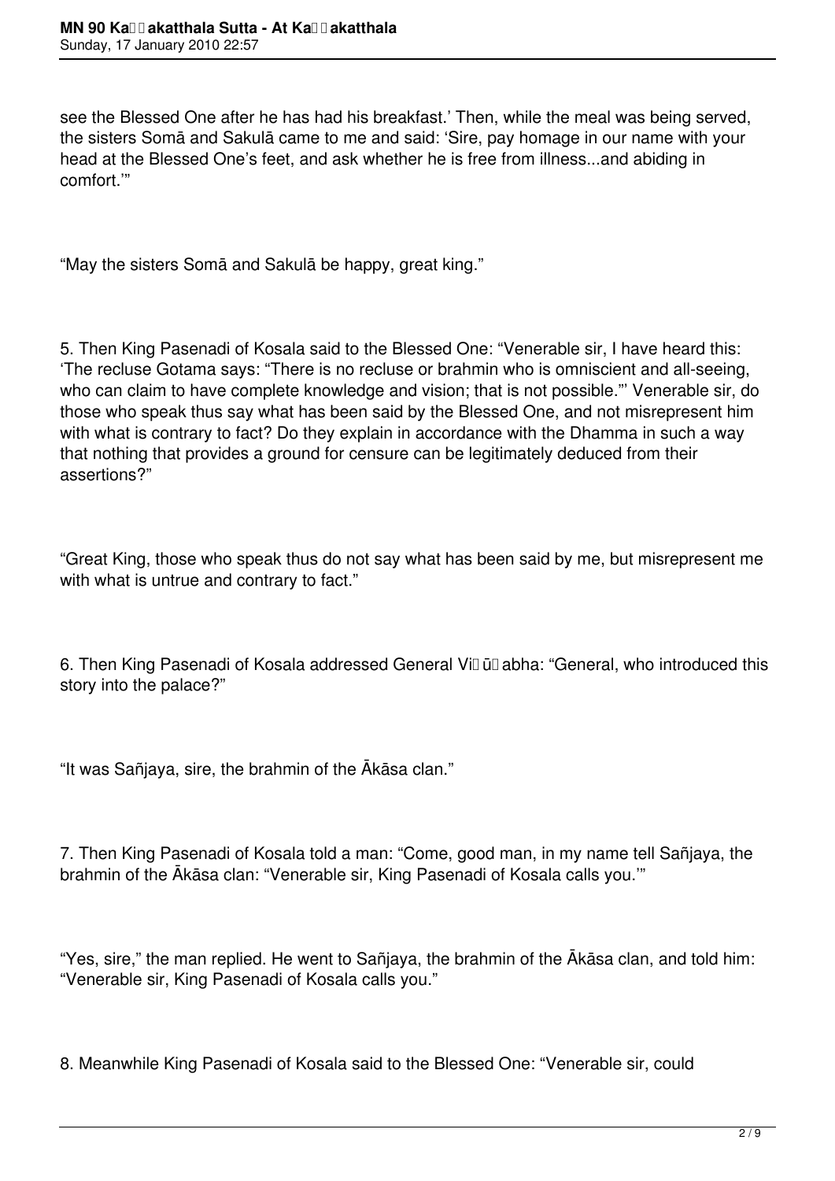see the Blessed One after he has had his breakfast.’ Then, while the meal was being served, the sisters Somā and Sakulā came to me and said: ‘Sire, pay homage in our name with your head at the Blessed One’s feet, and ask whether he is free from illness...and abiding in comfort.’”

“May the sisters Somā and Sakulā be happy, great king.”

5. Then King Pasenadi of Kosala said to the Blessed One: “Venerable sir, I have heard this: ‘The recluse Gotama says: “There is no recluse or brahmin who is omniscient and all-seeing, who can claim to have complete knowledge and vision; that is not possible.”’ Venerable sir, do those who speak thus say what has been said by the Blessed One, and not misrepresent him with what is contrary to fact? Do they explain in accordance with the Dhamma in such a way that nothing that provides a ground for censure can be legitimately deduced from their assertions?”

“Great King, those who speak thus do not say what has been said by me, but misrepresent me with what is untrue and contrary to fact.”

6. Then King Pasenadi of Kosala addressed General Viḍūḍabha: “General, who introduced this story into the palace?”

“It was Sañjaya, sire, the brahmin of the Ākāsa clan.”

7. Then King Pasenadi of Kosala told a man: “Come, good man, in my name tell Sañjaya, the brahmin of the Ākāsa clan: “Venerable sir, King Pasenadi of Kosala calls you.’”

“Yes, sire,” the man replied. He went to Sañjaya, the brahmin of the Ākāsa clan, and told him: “Venerable sir, King Pasenadi of Kosala calls you.”

8. Meanwhile King Pasenadi of Kosala said to the Blessed One: “Venerable sir, could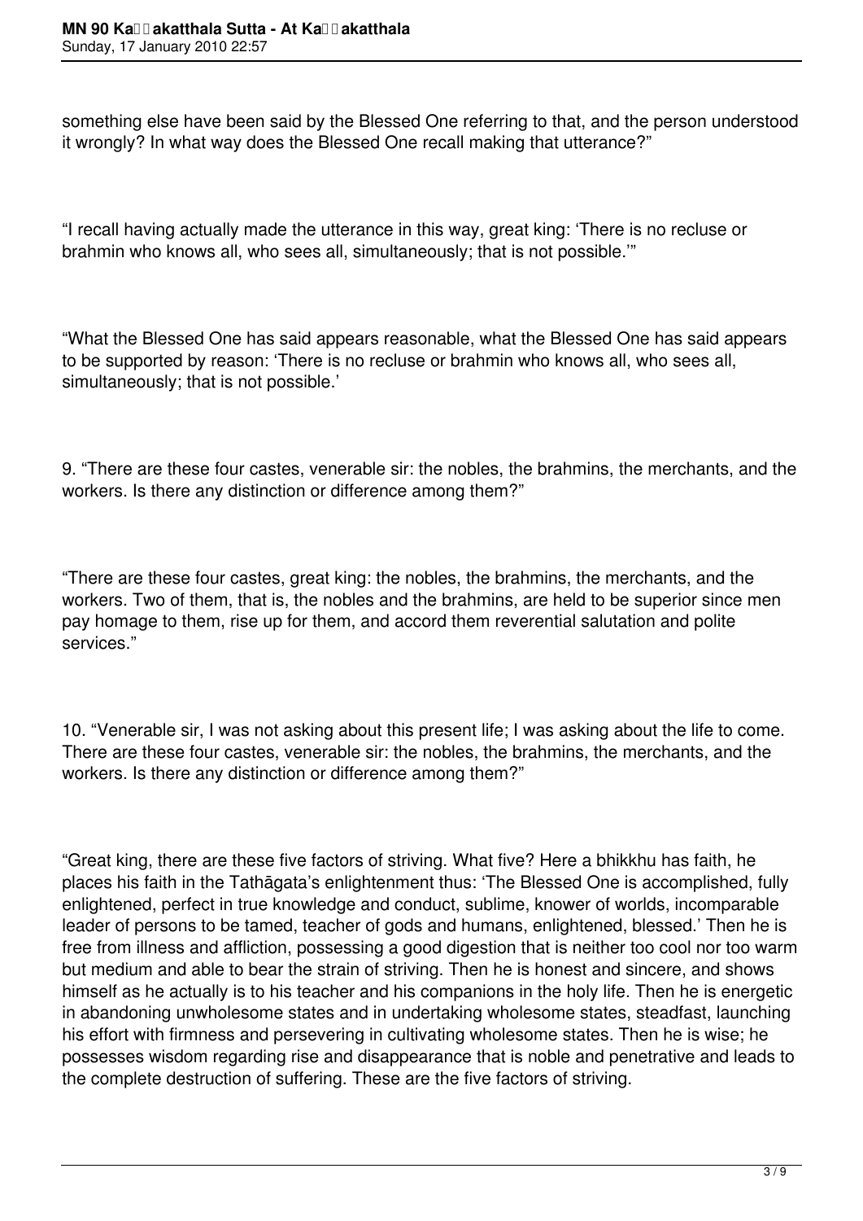something else have been said by the Blessed One referring to that, and the person understood it wrongly? In what way does the Blessed One recall making that utterance?"

"I recall having actually made the utterance in this way, great king: 'There is no recluse or brahmin who knows all, who sees all, simultaneously; that is not possible.'"

"What the Blessed One has said appears reasonable, what the Blessed One has said appears to be supported by reason: 'There is no recluse or brahmin who knows all, who sees all, simultaneously; that is not possible.'

9. "There are these four castes, venerable sir: the nobles, the brahmins, the merchants, and the workers. Is there any distinction or difference among them?"

"There are these four castes, great king: the nobles, the brahmins, the merchants, and the workers. Two of them, that is, the nobles and the brahmins, are held to be superior since men pay homage to them, rise up for them, and accord them reverential salutation and polite services."

10. "Venerable sir, I was not asking about this present life; I was asking about the life to come. There are these four castes, venerable sir: the nobles, the brahmins, the merchants, and the workers. Is there any distinction or difference among them?"

"Great king, there are these five factors of striving. What five? Here a bhikkhu has faith, he places his faith in the Tathāgata's enlightenment thus: 'The Blessed One is accomplished, fully enlightened, perfect in true knowledge and conduct, sublime, knower of worlds, incomparable leader of persons to be tamed, teacher of gods and humans, enlightened, blessed.' Then he is free from illness and affliction, possessing a good digestion that is neither too cool nor too warm but medium and able to bear the strain of striving. Then he is honest and sincere, and shows himself as he actually is to his teacher and his companions in the holy life. Then he is energetic in abandoning unwholesome states and in undertaking wholesome states, steadfast, launching his effort with firmness and persevering in cultivating wholesome states. Then he is wise; he possesses wisdom regarding rise and disappearance that is noble and penetrative and leads to the complete destruction of suffering. These are the five factors of striving.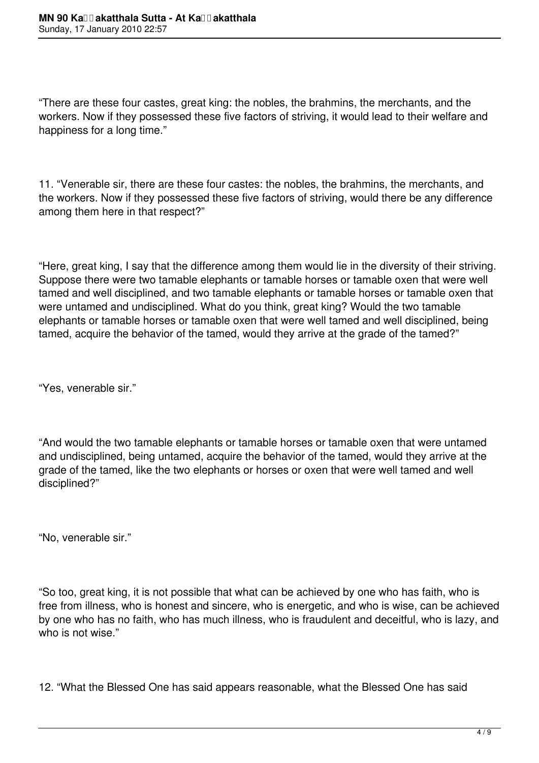“There are these four castes, great king: the nobles, the brahmins, the merchants, and the workers. Now if they possessed these five factors of striving, it would lead to their welfare and happiness for a long time.”

11. “Venerable sir, there are these four castes: the nobles, the brahmins, the merchants, and the workers. Now if they possessed these five factors of striving, would there be any difference among them here in that respect?”

“Here, great king, I say that the difference among them would lie in the diversity of their striving. Suppose there were two tamable elephants or tamable horses or tamable oxen that were well tamed and well disciplined, and two tamable elephants or tamable horses or tamable oxen that were untamed and undisciplined. What do you think, great king? Would the two tamable elephants or tamable horses or tamable oxen that were well tamed and well disciplined, being tamed, acquire the behavior of the tamed, would they arrive at the grade of the tamed?”

“Yes, venerable sir.”

“And would the two tamable elephants or tamable horses or tamable oxen that were untamed and undisciplined, being untamed, acquire the behavior of the tamed, would they arrive at the grade of the tamed, like the two elephants or horses or oxen that were well tamed and well disciplined?”

“No, venerable sir.”

“So too, great king, it is not possible that what can be achieved by one who has faith, who is free from illness, who is honest and sincere, who is energetic, and who is wise, can be achieved by one who has no faith, who has much illness, who is fraudulent and deceitful, who is lazy, and who is not wise.”

12. “What the Blessed One has said appears reasonable, what the Blessed One has said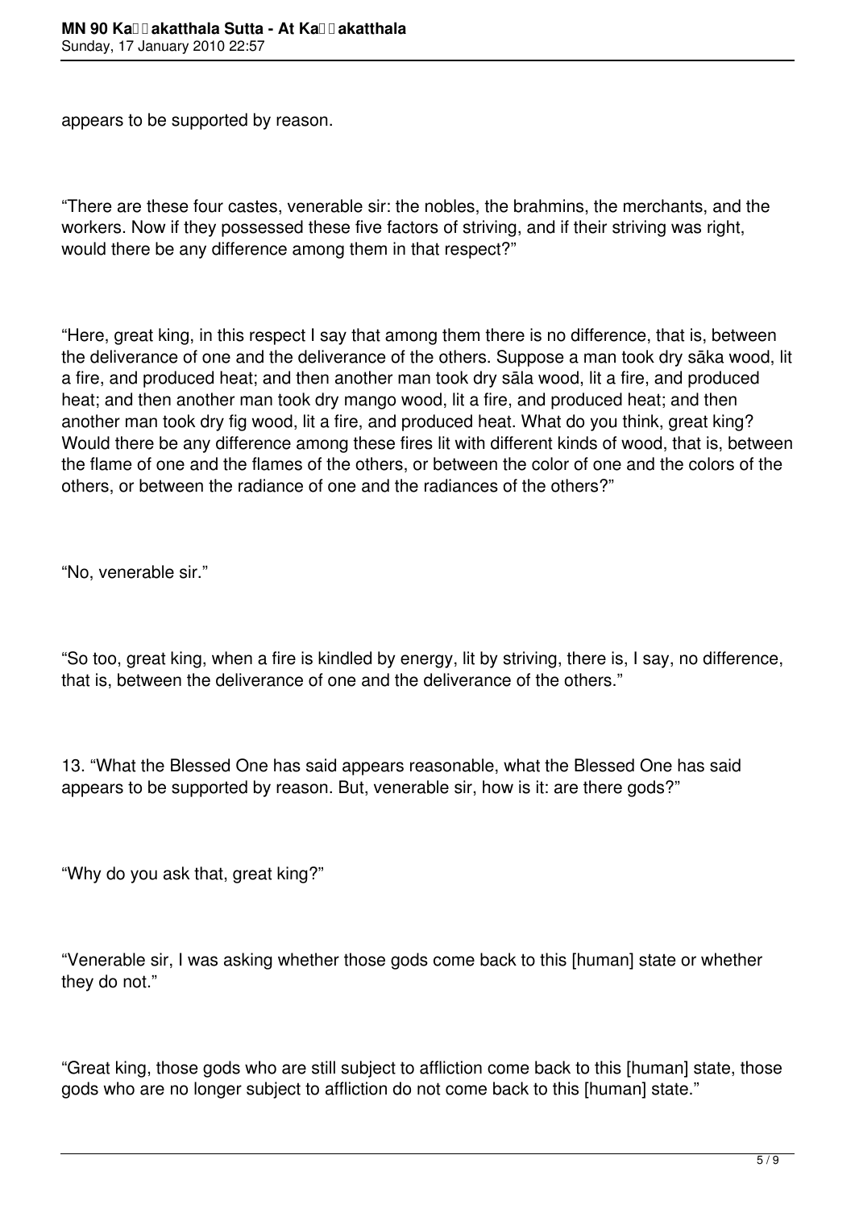appears to be supported by reason.

“There are these four castes, venerable sir: the nobles, the brahmins, the merchants, and the workers. Now if they possessed these five factors of striving, and if their striving was right, would there be any difference among them in that respect?”

“Here, great king, in this respect I say that among them there is no difference, that is, between the deliverance of one and the deliverance of the others. Suppose a man took dry sāka wood, lit a fire, and produced heat; and then another man took dry sāla wood, lit a fire, and produced heat; and then another man took dry mango wood, lit a fire, and produced heat; and then another man took dry fig wood, lit a fire, and produced heat. What do you think, great king? Would there be any difference among these fires lit with different kinds of wood, that is, between the flame of one and the flames of the others, or between the color of one and the colors of the others, or between the radiance of one and the radiances of the others?”

“No, venerable sir.”

“So too, great king, when a fire is kindled by energy, lit by striving, there is, I say, no difference, that is, between the deliverance of one and the deliverance of the others.”

13. “What the Blessed One has said appears reasonable, what the Blessed One has said appears to be supported by reason. But, venerable sir, how is it: are there gods?”

“Why do you ask that, great king?”

“Venerable sir, I was asking whether those gods come back to this [human] state or whether they do not.”

“Great king, those gods who are still subject to affliction come back to this [human] state, those gods who are no longer subject to affliction do not come back to this [human] state.”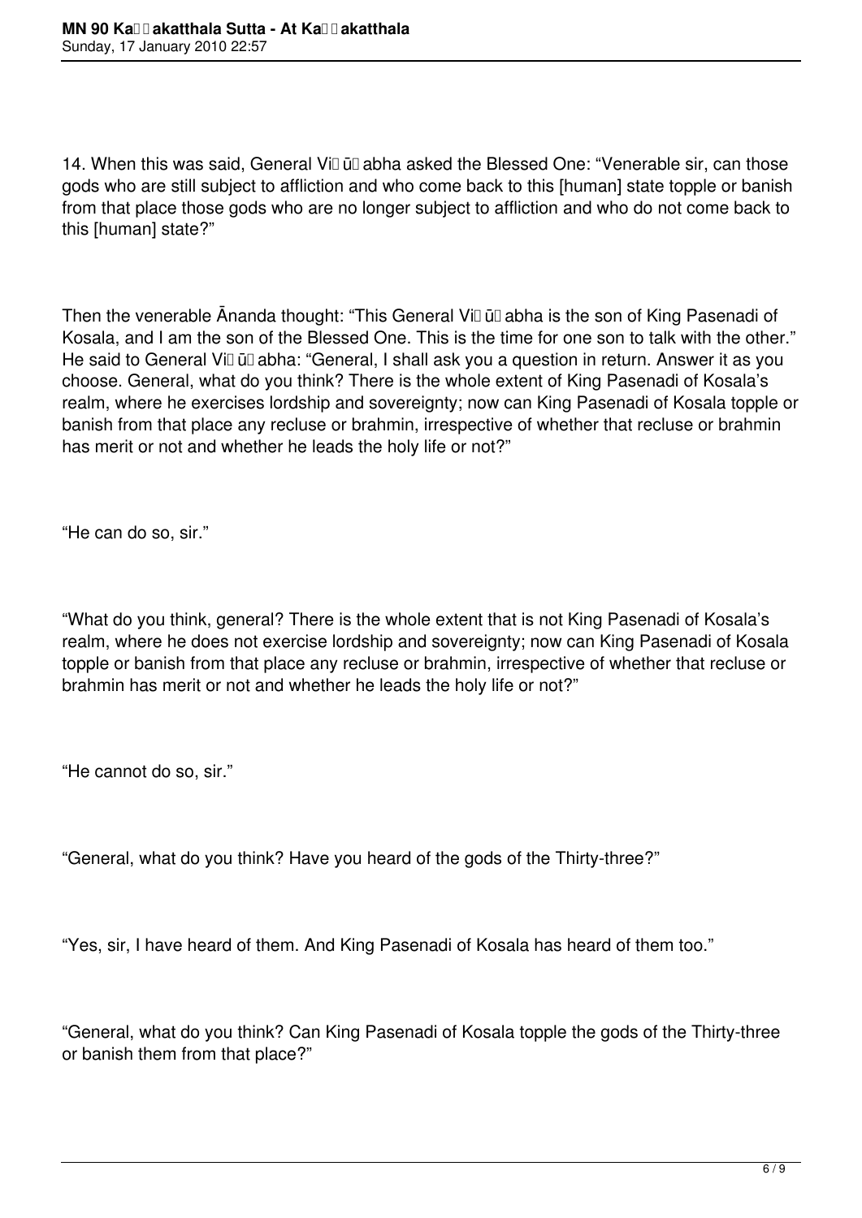14. When this was said, General Vi□ ū□ abha asked the Blessed One: “Venerable sir, can those gods who are still subject to affliction and who come back to this [human] state topple or banish from that place those gods who are no longer subject to affliction and who do not come back to this [human] state?”

Then the venerable Ānanda thought: “This General Vi□ ū□ abha is the son of King Pasenadi of Kosala, and I am the son of the Blessed One. This is the time for one son to talk with the other.” He said to General Vi□ ū□ abha: “General, I shall ask you a question in return. Answer it as you choose. General, what do you think? There is the whole extent of King Pasenadi of Kosala’s realm, where he exercises lordship and sovereignty; now can King Pasenadi of Kosala topple or banish from that place any recluse or brahmin, irrespective of whether that recluse or brahmin has merit or not and whether he leads the holy life or not?”

“He can do so, sir.”

“What do you think, general? There is the whole extent that is not King Pasenadi of Kosala’s realm, where he does not exercise lordship and sovereignty; now can King Pasenadi of Kosala topple or banish from that place any recluse or brahmin, irrespective of whether that recluse or brahmin has merit or not and whether he leads the holy life or not?”

“He cannot do so, sir.”

“General, what do you think? Have you heard of the gods of the Thirty-three?”

“Yes, sir, I have heard of them. And King Pasenadi of Kosala has heard of them too.”

“General, what do you think? Can King Pasenadi of Kosala topple the gods of the Thirty-three or banish them from that place?”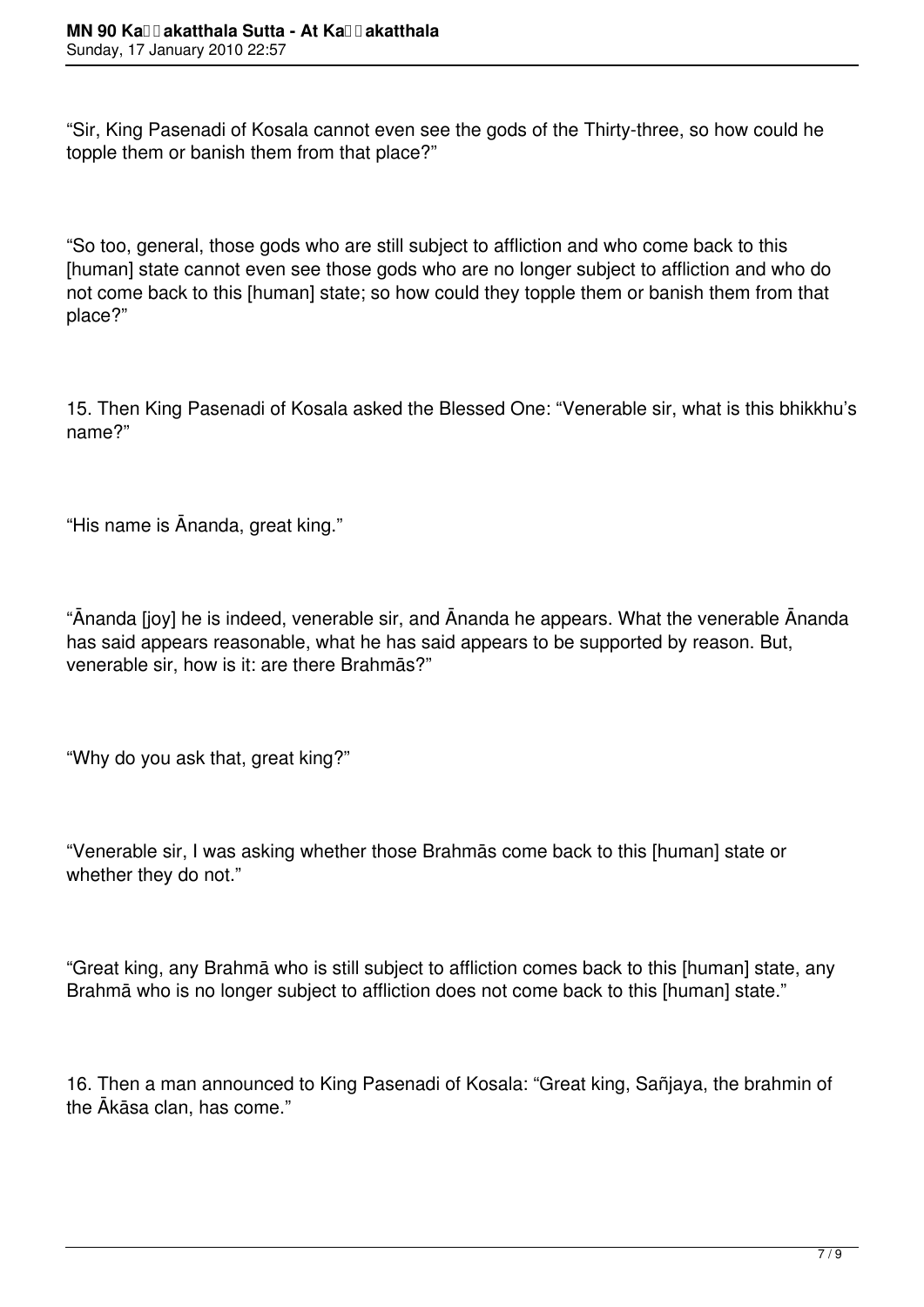"Sir, King Pasenadi of Kosala cannot even see the gods of the Thirty-three, so how could he topple them or banish them from that place?"

"So too, general, those gods who are still subject to affliction and who come back to this [human] state cannot even see those gods who are no longer subject to affliction and who do not come back to this [human] state; so how could they topple them or banish them from that place?"

15. Then King Pasenadi of Kosala asked the Blessed One: "Venerable sir, what is this bhikkhu's name?"

"His name is Ānanda, great king."

"Ānanda [joy] he is indeed, venerable sir, and Ānanda he appears. What the venerable Ānanda has said appears reasonable, what he has said appears to be supported by reason. But, venerable sir, how is it: are there Brahmās?"

"Why do you ask that, great king?"

"Venerable sir, I was asking whether those Brahmās come back to this [human] state or whether they do not."

"Great king, any Brahmā who is still subject to affliction comes back to this [human] state, any Brahmā who is no longer subject to affliction does not come back to this [human] state."

16. Then a man announced to King Pasenadi of Kosala: "Great king, Sañjaya, the brahmin of the Ākāsa clan, has come."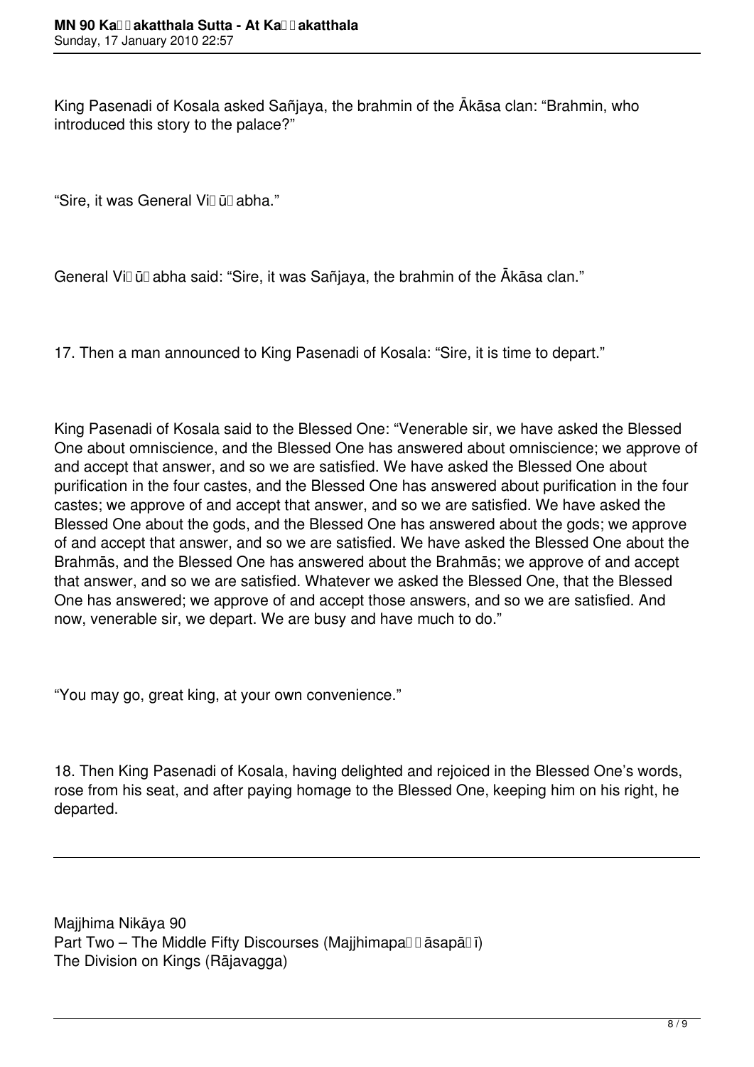King Pasenadi of Kosala asked Sañjaya, the brahmin of the Ākāsa clan: “Brahmin, who introduced this story to the palace?”

“Sire, it was General Viḍūḍabha.”

General Viḍūḍabha said: “Sire, it was Sañjaya, the brahmin of the Ākāsa clan.”

17. Then a man announced to King Pasenadi of Kosala: “Sire, it is time to depart.”

King Pasenadi of Kosala said to the Blessed One: “Venerable sir, we have asked the Blessed One about omniscience, and the Blessed One has answered about omniscience; we approve of and accept that answer, and so we are satisfied. We have asked the Blessed One about purification in the four castes, and the Blessed One has answered about purification in the four castes; we approve of and accept that answer, and so we are satisfied. We have asked the Blessed One about the gods, and the Blessed One has answered about the gods; we approve of and accept that answer, and so we are satisfied. We have asked the Blessed One about the Brahmās, and the Blessed One has answered about the Brahmās; we approve of and accept that answer, and so we are satisfied. Whatever we asked the Blessed One, that the Blessed One has answered; we approve of and accept those answers, and so we are satisfied. And now, venerable sir, we depart. We are busy and have much to do.”

“You may go, great king, at your own convenience.”

18. Then King Pasenadi of Kosala, having delighted and rejoiced in the Blessed One’s words, rose from his seat, and after paying homage to the Blessed One, keeping him on his right, he departed.

---

Majjhima Nikāya 90
Part Two – The Middle Fifty Discourses (Majjhimapaṇṇāsapāḷi)
The Division on Kings (Rājavagga)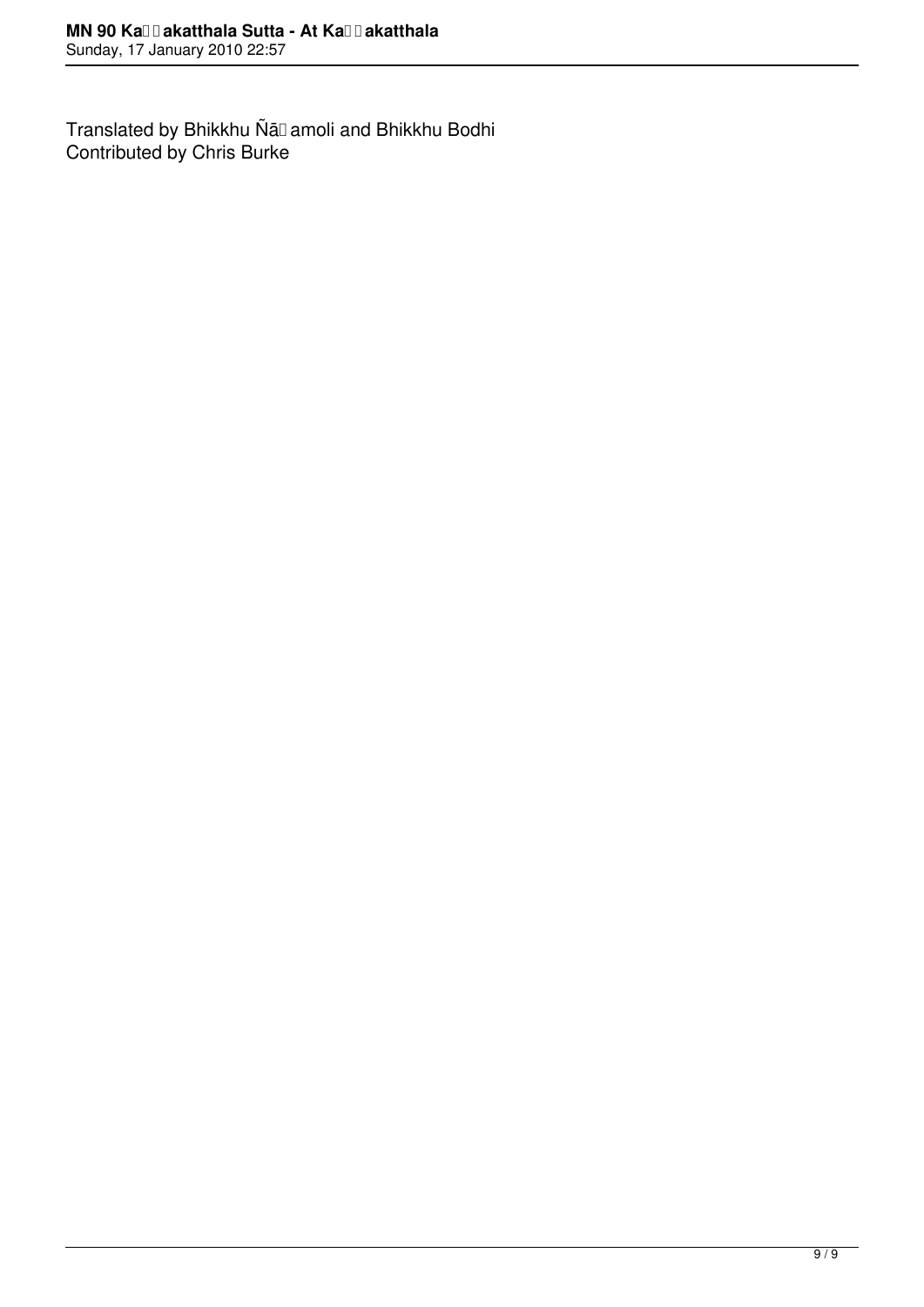Translated by Bhikkhu Ñāṇamoli and Bhikkhu Bodhi
Contributed by Chris Burke